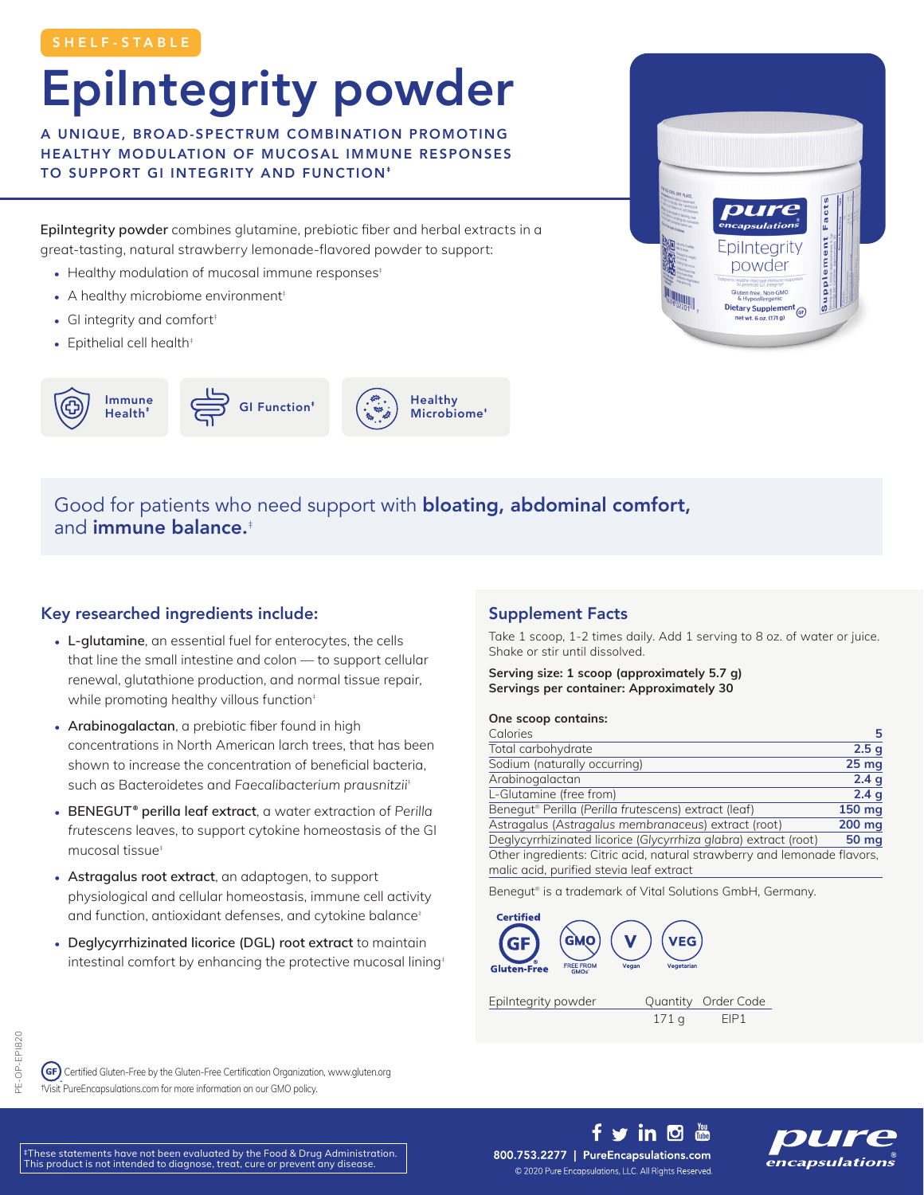SHELF-STABLE

# EpiIntegrity powder

**A UNIQUE, BROAD-SPECTRUM COMBINATION PROMOTING HEALTHY MODULATION OF MUCOSAL IMMUNE RESPONSES TO SUPPORT GI INTEGRITY AND FUNCTION‡**

**EpiIntegrity powder** combines glutamine, prebiotic fiber and herbal extracts in a great-tasting, natural strawberry lemonade-flavored powder to support:

- Healthy modulation of mucosal immune responses‡
- A healthy microbiome environment‡
- GI integrity and comfort‡
- Epithelial cell health‡

Immune Health‡ | GI Function‡ | Healthy Microbiome‡

Good for patients who need support with **bloating, abdominal comfort,** and **immune balance.**‡

## Key researched ingredients include:

- **L-glutamine**, an essential fuel for enterocytes, the cells that line the small intestine and colon — to support cellular renewal, glutathione production, and normal tissue repair, while promoting healthy villous function‡
- **Arabinogalactan**, a prebiotic fiber found in high concentrations in North American larch trees, that has been shown to increase the concentration of beneficial bacteria, such as Bacteroidetes and *Faecalibacterium prausnitzii*‡
- **BENEGUT® perilla leaf extract**, a water extraction of *Perilla frutescens* leaves, to support cytokine homeostasis of the GI mucosal tissue‡
- **Astragalus root extract**, an adaptogen, to support physiological and cellular homeostasis, immune cell activity and function, antioxidant defenses, and cytokine balance‡
- **Deglycyrrhizinated licorice (DGL) root extract** to maintain intestinal comfort by enhancing the protective mucosal lining‡

## Supplement Facts

Take 1 scoop, 1-2 times daily. Add 1 serving to 8 oz. of water or juice. Shake or stir until dissolved.

**Serving size: 1 scoop (approximately 5.7 g)**
**Servings per container: Approximately 30**

**One scoop contains:**

| | |
|---|---|
| Calories | 5 |
| Total carbohydrate | 2.5 g |
| Sodium (naturally occurring) | 25 mg |
| Arabinogalactan | 2.4 g |
| L-Glutamine (free from) | 2.4 g |
| Benegut® Perilla (*Perilla frutescens*) extract (leaf) | 150 mg |
| Astragalus (*Astragalus membranaceus*) extract (root) | 200 mg |
| Deglycyrrhizinated licorice (*Glycyrrhiza glabra*) extract (root) | 50 mg |

Other ingredients: Citric acid, natural strawberry and lemonade flavors, malic acid, purified stevia leaf extract

Benegut® is a trademark of Vital Solutions GmbH, Germany.

Certified Gluten-Free | GMO Free from GMOs† | Vegan | Vegetarian

| EpiIntegrity powder | Quantity | Order Code |
|---|---|---|
| | 171 g | EIP1 |

Certified Gluten-Free by the Gluten-Free Certification Organization, www.gluten.org
†Visit PureEncapsulations.com for more information on our GMO policy.

‡These statements have not been evaluated by the Food & Drug Administration. This product is not intended to diagnose, treat, cure or prevent any disease.

800.753.2277 | PureEncapsulations.com
© 2020 Pure Encapsulations, LLC. All Rights Reserved.

PE-OP-EPI820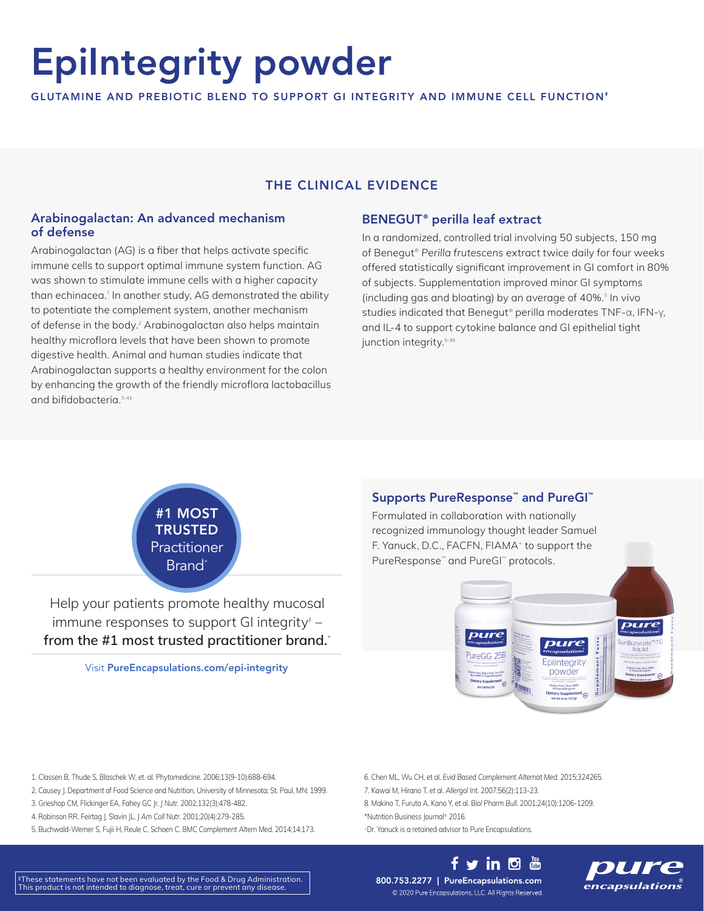# EpiIntegrity powder

GLUTAMINE AND PREBIOTIC BLEND TO SUPPORT GI INTEGRITY AND IMMUNE CELL FUNCTION‡

## THE CLINICAL EVIDENCE

### Arabinogalactan: An advanced mechanism of defense

Arabinogalactan (AG) is a fiber that helps activate specific immune cells to support optimal immune system function. AG was shown to stimulate immune cells with a higher capacity than echinacea.[1] In another study, AG demonstrated the ability to potentiate the complement system, another mechanism of defense in the body.[2] Arabinogalactan also helps maintain healthy microflora levels that have been shown to promote digestive health. Animal and human studies indicate that Arabinogalactan supports a healthy environment for the colon by enhancing the growth of the friendly microflora lactobacillus and bifidobacteria.[3-4‡]

### BENEGUT® perilla leaf extract

In a randomized, controlled trial involving 50 subjects, 150 mg of Benegut® *Perilla frutescens* extract twice daily for four weeks offered statistically significant improvement in GI comfort in 80% of subjects. Supplementation improved minor GI symptoms (including gas and bloating) by an average of 40%.[5] In vivo studies indicated that Benegut® perilla moderates TNF-α, IFN-γ, and IL-4 to support cytokine balance and GI epithelial tight junction integrity.[6-8‡]

**#1 MOST TRUSTED** Practitioner Brand*

Help your patients promote healthy mucosal immune responses to support GI integrity‡ – **from the #1 most trusted practitioner brand.***

Visit **PureEncapsulations.com/epi-integrity**

### Supports PureResponse™ and PureGI™

Formulated in collaboration with nationally recognized immunology thought leader Samuel F. Yanuck, D.C., FACFN, FIAMA+ to support the PureResponse™ and PureGI™ protocols.

1. Classen B, Thude S, Blaschek W, et. al. *Phytomedicine.* 2006;13(9-10):688-694.
2. Causey J. Department of Food Science and Nutrition, University of Minnesota; St. Paul, MN: 1999.
3. Grieshop CM, Flickinger EA, Fahey GC Jr. *J Nutr.* 2002;132(3):478-482.
4. Robinson RR, Feirtag J, Slavin JL. *J Am Coll Nutr.* 2001;20(4):279-285.
5. Buchwald-Werner S, Fujii H, Reule C, Schoen C. *BMC Complement Altern Med.* 2014;14:173.
6. Chen ML, Wu CH, et al. *Evid Based Complement Alternat Med.* 2015;324265.
7. Kawai M, Hirano T, et al. *Allergol Int.* 2007;56(2):113-23.
8. Makino T, Furuta A, Kano Y, et al. *Biol Pharm Bull.* 2001;24(10):1206-1209.

*Nutrition Business Journal® 2016.

+Dr. Yanuck is a retained advisor to Pure Encapsulations.

‡These statements have not been evaluated by the Food & Drug Administration. This product is not intended to diagnose, treat, cure or prevent any disease.

800.753.2277 | PureEncapsulations.com

© 2020 Pure Encapsulations, LLC. All Rights Reserved.